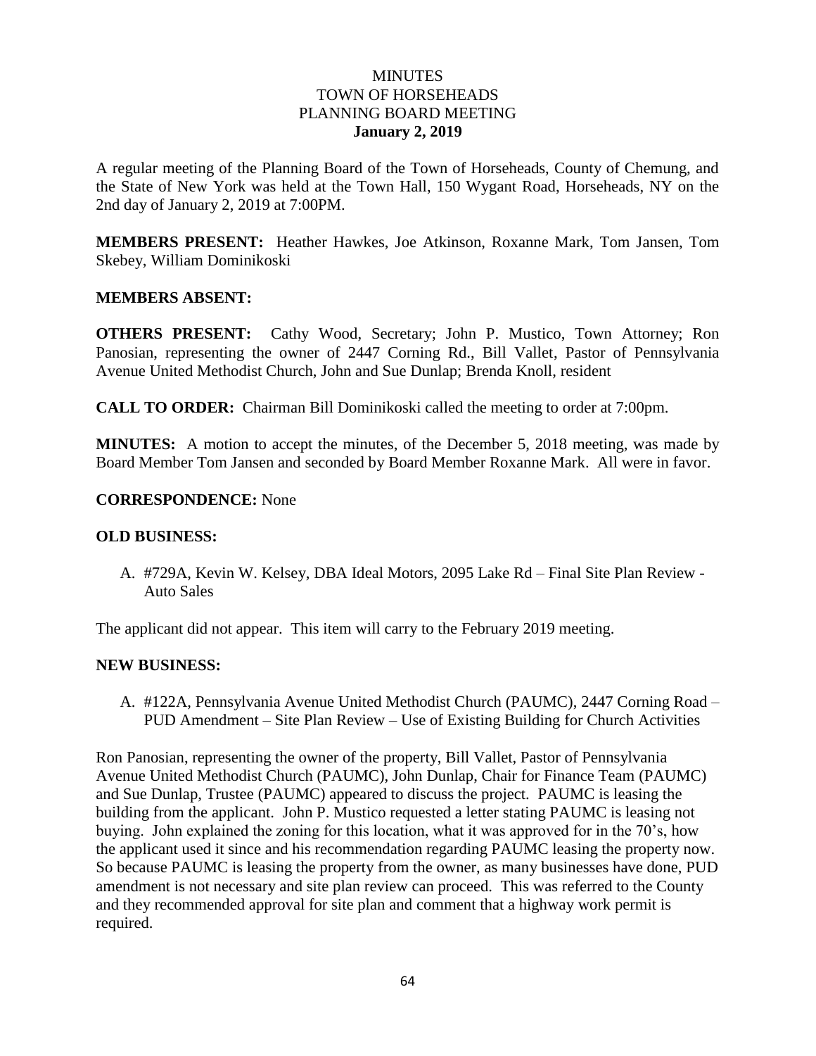# MINUTES
# TOWN OF HORSEHEADS
# PLANNING BOARD MEETING
## January 2, 2019

A regular meeting of the Planning Board of the Town of Horseheads, County of Chemung, and the State of New York was held at the Town Hall, 150 Wygant Road, Horseheads, NY on the 2nd day of January 2, 2019 at 7:00PM.

**MEMBERS PRESENT:** Heather Hawkes, Joe Atkinson, Roxanne Mark, Tom Jansen, Tom Skebey, William Dominikoski

**MEMBERS ABSENT:**

**OTHERS PRESENT:** Cathy Wood, Secretary; John P. Mustico, Town Attorney; Ron Panosian, representing the owner of 2447 Corning Rd., Bill Vallet, Pastor of Pennsylvania Avenue United Methodist Church, John and Sue Dunlap; Brenda Knoll, resident

**CALL TO ORDER:** Chairman Bill Dominikoski called the meeting to order at 7:00pm.

**MINUTES:** A motion to accept the minutes, of the December 5, 2018 meeting, was made by Board Member Tom Jansen and seconded by Board Member Roxanne Mark. All were in favor.

**CORRESPONDENCE:** None

**OLD BUSINESS:**

A. #729A, Kevin W. Kelsey, DBA Ideal Motors, 2095 Lake Rd – Final Site Plan Review - Auto Sales

The applicant did not appear. This item will carry to the February 2019 meeting.

**NEW BUSINESS:**

A. #122A, Pennsylvania Avenue United Methodist Church (PAUMC), 2447 Corning Road – PUD Amendment – Site Plan Review – Use of Existing Building for Church Activities

Ron Panosian, representing the owner of the property, Bill Vallet, Pastor of Pennsylvania Avenue United Methodist Church (PAUMC), John Dunlap, Chair for Finance Team (PAUMC) and Sue Dunlap, Trustee (PAUMC) appeared to discuss the project. PAUMC is leasing the building from the applicant. John P. Mustico requested a letter stating PAUMC is leasing not buying. John explained the zoning for this location, what it was approved for in the 70's, how the applicant used it since and his recommendation regarding PAUMC leasing the property now. So because PAUMC is leasing the property from the owner, as many businesses have done, PUD amendment is not necessary and site plan review can proceed. This was referred to the County and they recommended approval for site plan and comment that a highway work permit is required.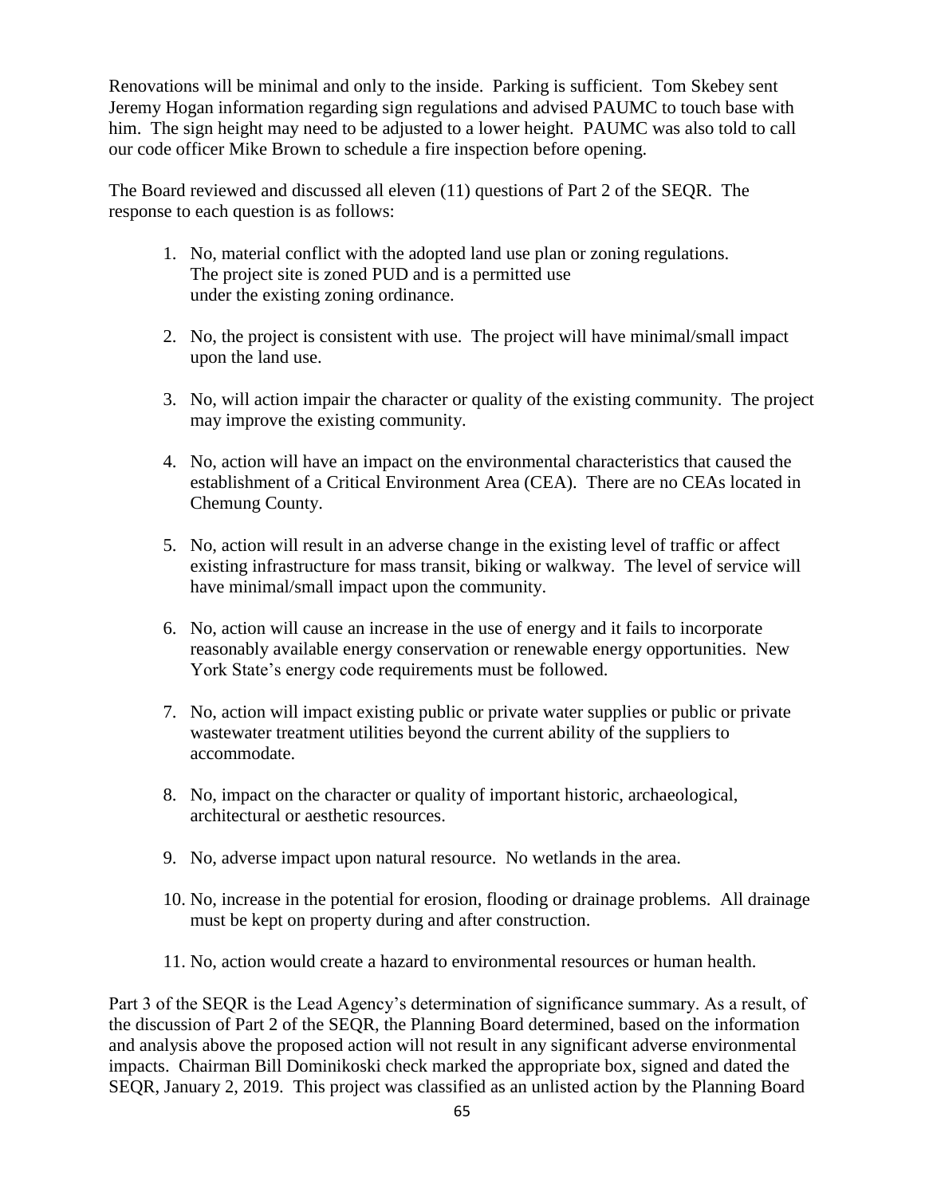Renovations will be minimal and only to the inside. Parking is sufficient. Tom Skebey sent Jeremy Hogan information regarding sign regulations and advised PAUMC to touch base with him. The sign height may need to be adjusted to a lower height. PAUMC was also told to call our code officer Mike Brown to schedule a fire inspection before opening.

The Board reviewed and discussed all eleven (11) questions of Part 2 of the SEQR. The response to each question is as follows:

1. No, material conflict with the adopted land use plan or zoning regulations. The project site is zoned PUD and is a permitted use under the existing zoning ordinance.

2. No, the project is consistent with use. The project will have minimal/small impact upon the land use.

3. No, will action impair the character or quality of the existing community. The project may improve the existing community.

4. No, action will have an impact on the environmental characteristics that caused the establishment of a Critical Environment Area (CEA). There are no CEAs located in Chemung County.

5. No, action will result in an adverse change in the existing level of traffic or affect existing infrastructure for mass transit, biking or walkway. The level of service will have minimal/small impact upon the community.

6. No, action will cause an increase in the use of energy and it fails to incorporate reasonably available energy conservation or renewable energy opportunities. New York State's energy code requirements must be followed.

7. No, action will impact existing public or private water supplies or public or private wastewater treatment utilities beyond the current ability of the suppliers to accommodate.

8. No, impact on the character or quality of important historic, archaeological, architectural or aesthetic resources.

9. No, adverse impact upon natural resource. No wetlands in the area.

10. No, increase in the potential for erosion, flooding or drainage problems. All drainage must be kept on property during and after construction.

11. No, action would create a hazard to environmental resources or human health.

Part 3 of the SEQR is the Lead Agency's determination of significance summary. As a result, of the discussion of Part 2 of the SEQR, the Planning Board determined, based on the information and analysis above the proposed action will not result in any significant adverse environmental impacts. Chairman Bill Dominikoski check marked the appropriate box, signed and dated the SEQR, January 2, 2019. This project was classified as an unlisted action by the Planning Board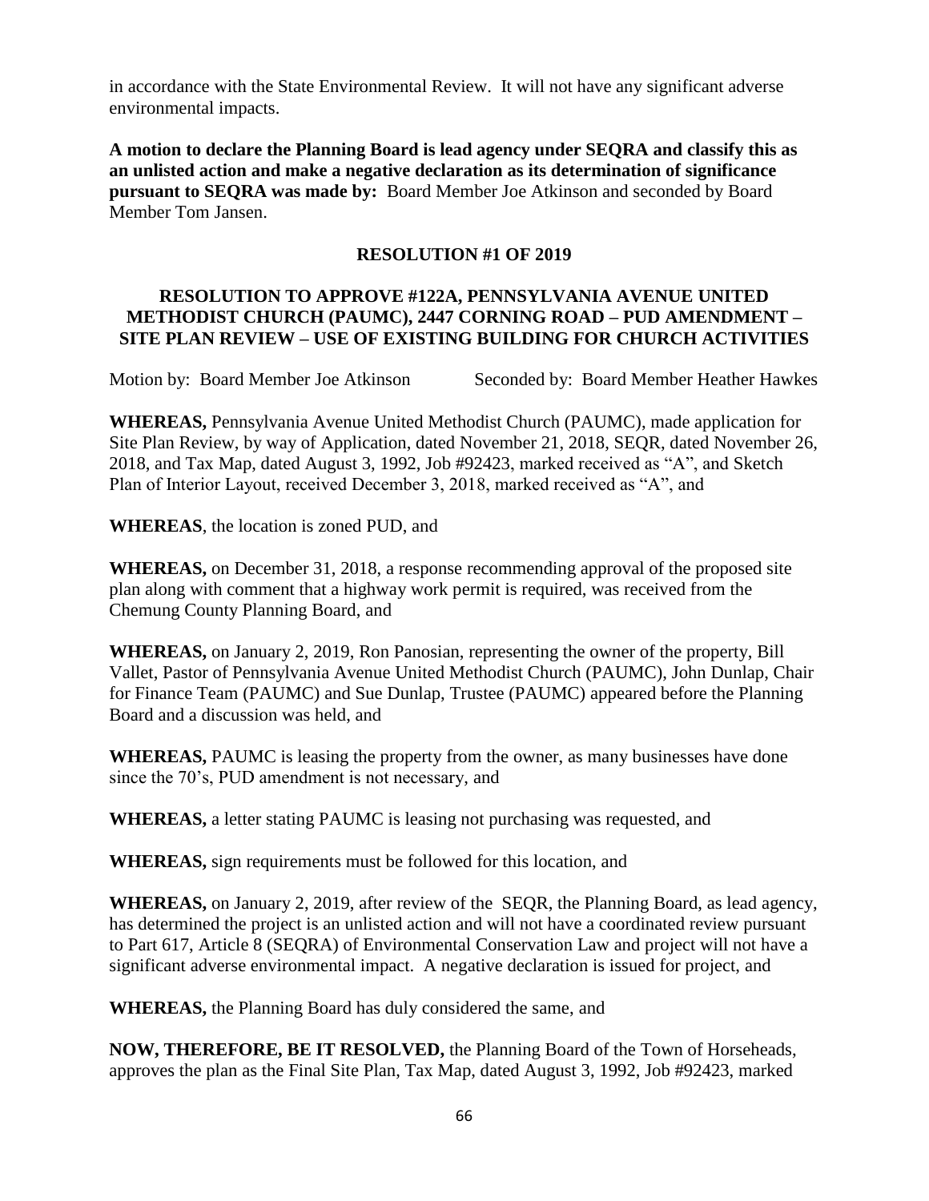in accordance with the State Environmental Review. It will not have any significant adverse environmental impacts.

**A motion to declare the Planning Board is lead agency under SEQRA and classify this as an unlisted action and make a negative declaration as its determination of significance pursuant to SEQRA was made by:** Board Member Joe Atkinson and seconded by Board Member Tom Jansen.

**RESOLUTION #1 OF 2019**

**RESOLUTION TO APPROVE #122A, PENNSYLVANIA AVENUE UNITED METHODIST CHURCH (PAUMC), 2447 CORNING ROAD – PUD AMENDMENT – SITE PLAN REVIEW – USE OF EXISTING BUILDING FOR CHURCH ACTIVITIES**

Motion by: Board Member Joe Atkinson Seconded by: Board Member Heather Hawkes

**WHEREAS,** Pennsylvania Avenue United Methodist Church (PAUMC), made application for Site Plan Review, by way of Application, dated November 21, 2018, SEQR, dated November 26, 2018, and Tax Map, dated August 3, 1992, Job #92423, marked received as "A", and Sketch Plan of Interior Layout, received December 3, 2018, marked received as "A", and

**WHEREAS**, the location is zoned PUD, and

**WHEREAS,** on December 31, 2018, a response recommending approval of the proposed site plan along with comment that a highway work permit is required, was received from the Chemung County Planning Board, and

**WHEREAS,** on January 2, 2019, Ron Panosian, representing the owner of the property, Bill Vallet, Pastor of Pennsylvania Avenue United Methodist Church (PAUMC), John Dunlap, Chair for Finance Team (PAUMC) and Sue Dunlap, Trustee (PAUMC) appeared before the Planning Board and a discussion was held, and

**WHEREAS,** PAUMC is leasing the property from the owner, as many businesses have done since the 70's, PUD amendment is not necessary, and

**WHEREAS,** a letter stating PAUMC is leasing not purchasing was requested, and

**WHEREAS,** sign requirements must be followed for this location, and

**WHEREAS,** on January 2, 2019, after review of the SEQR, the Planning Board, as lead agency, has determined the project is an unlisted action and will not have a coordinated review pursuant to Part 617, Article 8 (SEQRA) of Environmental Conservation Law and project will not have a significant adverse environmental impact. A negative declaration is issued for project, and

**WHEREAS,** the Planning Board has duly considered the same, and

**NOW, THEREFORE, BE IT RESOLVED,** the Planning Board of the Town of Horseheads, approves the plan as the Final Site Plan, Tax Map, dated August 3, 1992, Job #92423, marked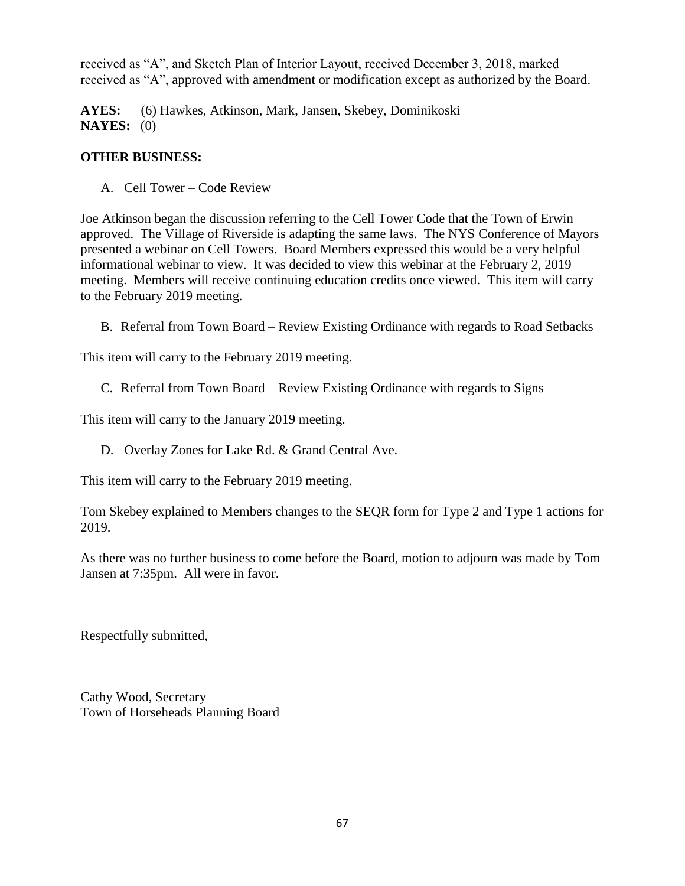received as "A", and Sketch Plan of Interior Layout, received December 3, 2018, marked received as "A", approved with amendment or modification except as authorized by the Board.

**AYES:** (6) Hawkes, Atkinson, Mark, Jansen, Skebey, Dominikoski
**NAYES:** (0)

**OTHER BUSINESS:**

A. Cell Tower – Code Review

Joe Atkinson began the discussion referring to the Cell Tower Code that the Town of Erwin approved. The Village of Riverside is adapting the same laws. The NYS Conference of Mayors presented a webinar on Cell Towers. Board Members expressed this would be a very helpful informational webinar to view. It was decided to view this webinar at the February 2, 2019 meeting. Members will receive continuing education credits once viewed. This item will carry to the February 2019 meeting.

B. Referral from Town Board – Review Existing Ordinance with regards to Road Setbacks

This item will carry to the February 2019 meeting.

C. Referral from Town Board – Review Existing Ordinance with regards to Signs

This item will carry to the January 2019 meeting.

D. Overlay Zones for Lake Rd. & Grand Central Ave.

This item will carry to the February 2019 meeting.

Tom Skebey explained to Members changes to the SEQR form for Type 2 and Type 1 actions for 2019.

As there was no further business to come before the Board, motion to adjourn was made by Tom Jansen at 7:35pm. All were in favor.

Respectfully submitted,

Cathy Wood, Secretary
Town of Horseheads Planning Board